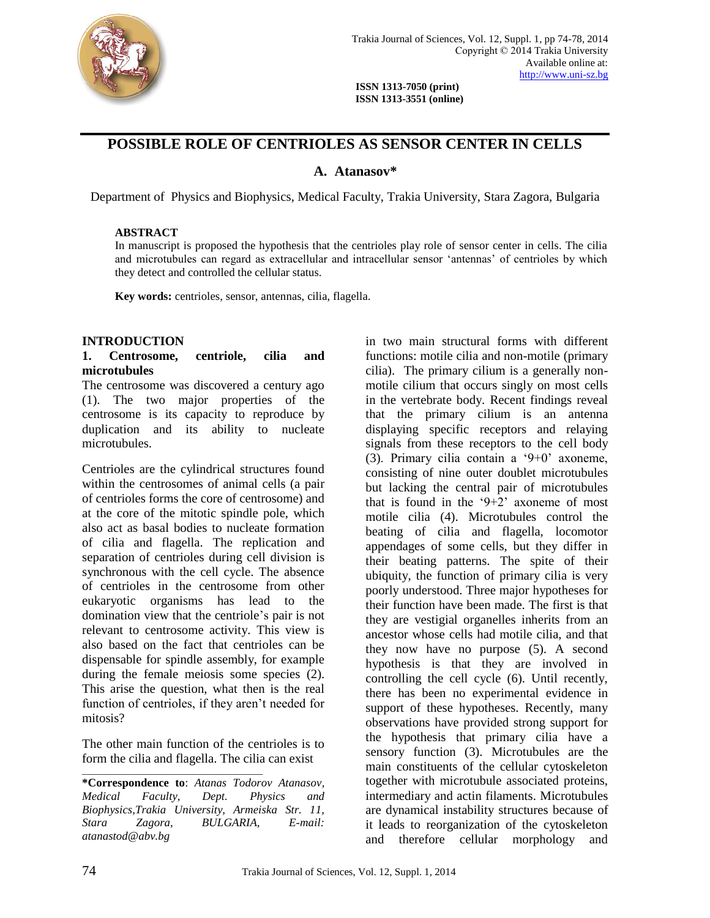# POSSIBLE ROLE OF CENTRIOLES AS SENSOR CENTER IN CELLS

**A. Atanasov***

Department of Physics and Biophysics, Medical Faculty, Trakia University, Stara Zagora, Bulgaria

**ABSTRACT**

In manuscript is proposed the hypothesis that the centrioles play role of sensor center in cells. The cilia and microtubules can regard as extracellular and intracellular sensor 'antennas' of centrioles by which they detect and controlled the cellular status.

**Key words:** centrioles, sensor, antennas, cilia, flagella.

## INTRODUCTION

### 1. Centrosome, centriole, cilia and microtubules

The centrosome was discovered a century ago (1). The two major properties of the centrosome is its capacity to reproduce by duplication and its ability to nucleate microtubules.

Centrioles are the cylindrical structures found within the centrosomes of animal cells (a pair of centrioles forms the core of centrosome) and at the core of the mitotic spindle pole, which also act as basal bodies to nucleate formation of cilia and flagella. The replication and separation of centrioles during cell division is synchronous with the cell cycle. The absence of centrioles in the centrosome from other eukaryotic organisms has lead to the domination view that the centriole's pair is not relevant to centrosome activity. This view is also based on the fact that centrioles can be dispensable for spindle assembly, for example during the female meiosis some species (2). This arise the question, what then is the real function of centrioles, if they aren't needed for mitosis?

The other main function of the centrioles is to form the cilia and flagella. The cilia can exist in two main structural forms with different functions: motile cilia and non-motile (primary cilia). The primary cilium is a generally non-motile cilium that occurs singly on most cells in the vertebrate body. Recent findings reveal that the primary cilium is an antenna displaying specific receptors and relaying signals from these receptors to the cell body (3). Primary cilia contain a '9+0' axoneme, consisting of nine outer doublet microtubules but lacking the central pair of microtubules that is found in the '9+2' axoneme of most motile cilia (4). Microtubules control the beating of cilia and flagella, locomotor appendages of some cells, but they differ in their beating patterns. The spite of their ubiquity, the function of primary cilia is very poorly understood. Three major hypotheses for their function have been made. The first is that they are vestigial organelles inherits from an ancestor whose cells had motile cilia, and that they now have no purpose (5). A second hypothesis is that they are involved in controlling the cell cycle (6). Until recently, there has been no experimental evidence in support of these hypotheses. Recently, many observations have provided strong support for the hypothesis that primary cilia have a sensory function (3). Microtubules are the main constituents of the cellular cytoskeleton together with microtubule associated proteins, intermediary and actin filaments. Microtubules are dynamical instability structures because of it leads to reorganization of the cytoskeleton and therefore cellular morphology and

---

***Correspondence to**: *Atanas Todorov Atanasov, Medical Faculty, Dept. Physics and Biophysics,Trakia University, Armeiska Str. 11, Stara Zagora, BULGARIA, E-mail: atanastod@abv.bg*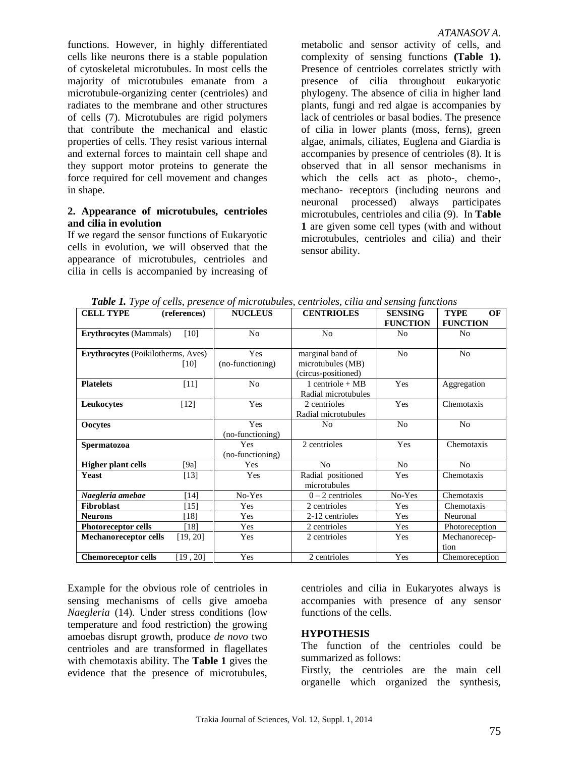functions. However, in highly differentiated cells like neurons there is a stable population of cytoskeletal microtubules. In most cells the majority of microtubules emanate from a microtubule-organizing center (centrioles) and radiates to the membrane and other structures of cells (7). Microtubules are rigid polymers that contribute the mechanical and elastic properties of cells. They resist various internal and external forces to maintain cell shape and they support motor proteins to generate the force required for cell movement and changes in shape.

**2. Appearance of microtubules, centrioles and cilia in evolution**

If we regard the sensor functions of Eukaryotic cells in evolution, we will observed that the appearance of microtubules, centrioles and cilia in cells is accompanied by increasing of metabolic and sensor activity of cells, and complexity of sensing functions **(Table 1).** Presence of centrioles correlates strictly with presence of cilia throughout eukaryotic phylogeny. The absence of cilia in higher land plants, fungi and red algae is accompanies by lack of centrioles or basal bodies. The presence of cilia in lower plants (moss, ferns), green algae, animals, ciliates, Euglena and Giardia is accompanies by presence of centrioles (8). It is observed that in all sensor mechanisms in which the cells act as photo-, chemo-, mechano- receptors (including neurons and neuronal processed) always participates microtubules, centrioles and cilia (9). In **Table 1** are given some cell types (with and without microtubules, centrioles and cilia) and their sensor ability.

***Table 1.*** *Type of cells, presence of microtubules, centrioles, cilia and sensing functions*

| CELL TYPE (references) | NUCLEUS | CENTRIOLES | SENSING FUNCTION | TYPE OF FUNCTION |
|---|---|---|---|---|
| **Erythrocytes** (Mammals) [10] | No | No | No | No |
| **Erythrocytes** (Poikilotherms, Aves) [10] | Yes (no-functioning) | marginal band of microtubules (MB) (circus-positioned) | No | No |
| **Platelets** [11] | No | 1 centriole + MB Radial microtubules | Yes | Aggregation |
| **Leukocytes** [12] | Yes | 2 centrioles Radial microtubules | Yes | Chemotaxis |
| **Oocytes** | Yes (no-functioning) | No | No | No |
| **Spermatozoa** | Yes (no-functioning) | 2 centrioles | Yes | Chemotaxis |
| **Higher plant cells** [9a] | Yes | No | No | No |
| **Yeast** [13] | Yes | Radial positioned microtubules | Yes | Chemotaxis |
| ***Naegleria amebae*** [14] | No-Yes | 0 – 2 centrioles | No-Yes | Chemotaxis |
| **Fibroblast** [15] | Yes | 2 centrioles | Yes | Chemotaxis |
| **Neurons** [18] | Yes | 2-12 centrioles | Yes | Neuronal |
| **Photoreceptor cells** [18] | Yes | 2 centrioles | Yes | Photoreception |
| **Mechanoreceptor cells** [19, 20] | Yes | 2 centrioles | Yes | Mechanoreception |
| **Chemoreceptor cells** [19 , 20] | Yes | 2 centrioles | Yes | Chemoreception |

Example for the obvious role of centrioles in sensing mechanisms of cells give amoeba *Naegleria* (14). Under stress conditions (low temperature and food restriction) the growing amoebas disrupt growth, produce *de novo* two centrioles and are transformed in flagellates with chemotaxis ability. The **Table 1** gives the evidence that the presence of microtubules, centrioles and cilia in Eukaryotes always is accompanies with presence of any sensor functions of the cells.

**HYPOTHESIS**

The function of the centrioles could be summarized as follows:

Firstly, the centrioles are the main cell organelle which organized the synthesis,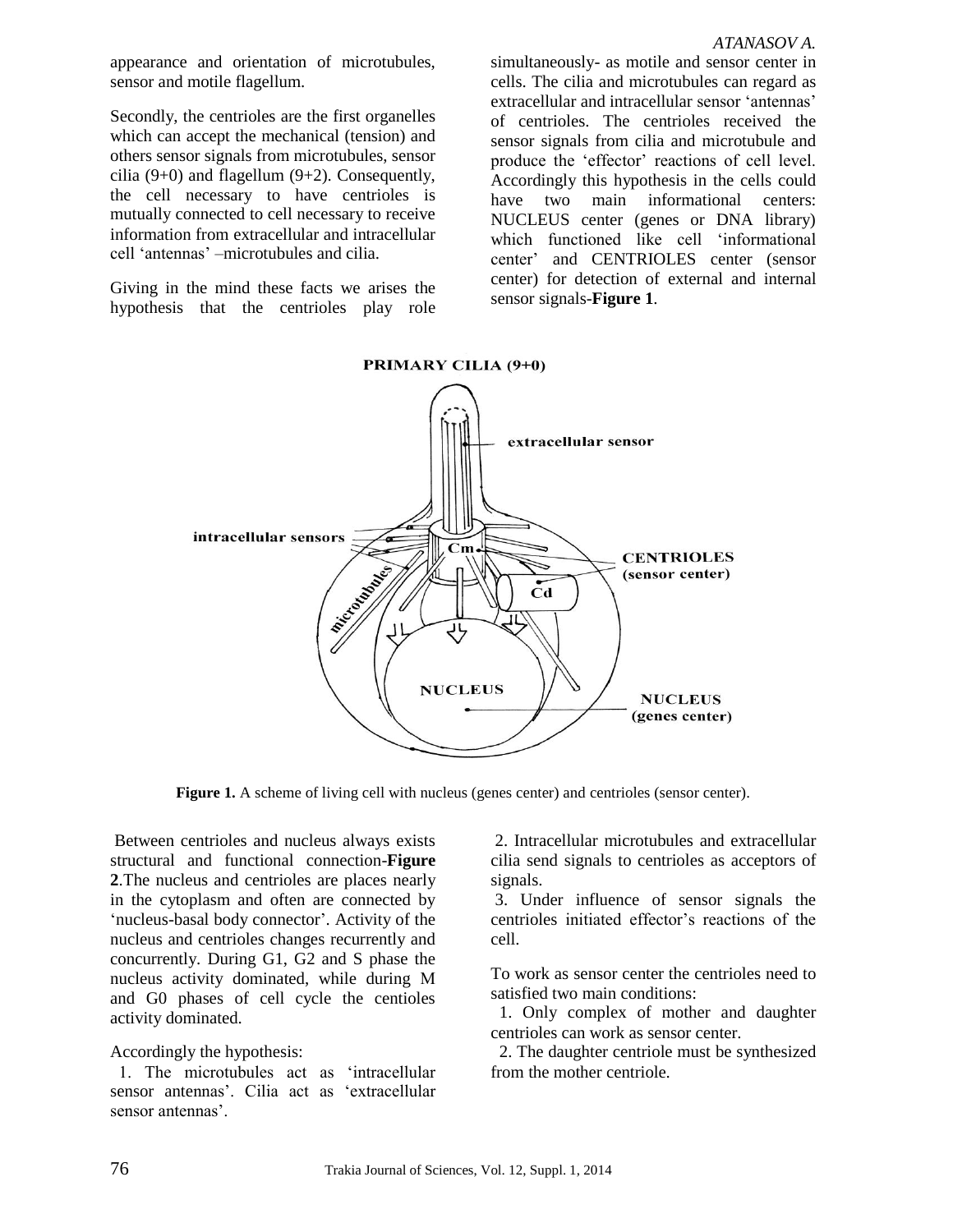appearance and orientation of microtubules, sensor and motile flagellum.

Secondly, the centrioles are the first organelles which can accept the mechanical (tension) and others sensor signals from microtubules, sensor cilia (9+0) and flagellum (9+2). Consequently, the cell necessary to have centrioles is mutually connected to cell necessary to receive information from extracellular and intracellular cell 'antennas' –microtubules and cilia.

Giving in the mind these facts we arises the hypothesis that the centrioles play role simultaneously- as motile and sensor center in cells. The cilia and microtubules can regard as extracellular and intracellular sensor 'antennas' of centrioles. The centrioles received the sensor signals from cilia and microtubule and produce the 'effector' reactions of cell level. Accordingly this hypothesis in the cells could have two main informational centers: NUCLEUS center (genes or DNA library) which functioned like cell 'informational center' and CENTRIOLES center (sensor center) for detection of external and internal sensor signals-**Figure 1**.

**Figure 1.** A scheme of living cell with nucleus (genes center) and centrioles (sensor center).

Between centrioles and nucleus always exists structural and functional connection-**Figure 2**.The nucleus and centrioles are places nearly in the cytoplasm and often are connected by 'nucleus-basal body connector'. Activity of the nucleus and centrioles changes recurrently and concurrently. During G1, G2 and S phase the nucleus activity dominated, while during M and G0 phases of cell cycle the centioles activity dominated.

Accordingly the hypothesis:

1. The microtubules act as 'intracellular sensor antennas'. Cilia act as 'extracellular sensor antennas'.
2. Intracellular microtubules and extracellular cilia send signals to centrioles as acceptors of signals.
3. Under influence of sensor signals the centrioles initiated effector's reactions of the cell.

To work as sensor center the centrioles need to satisfied two main conditions:

1. Only complex of mother and daughter centrioles can work as sensor center.
2. The daughter centriole must be synthesized from the mother centriole.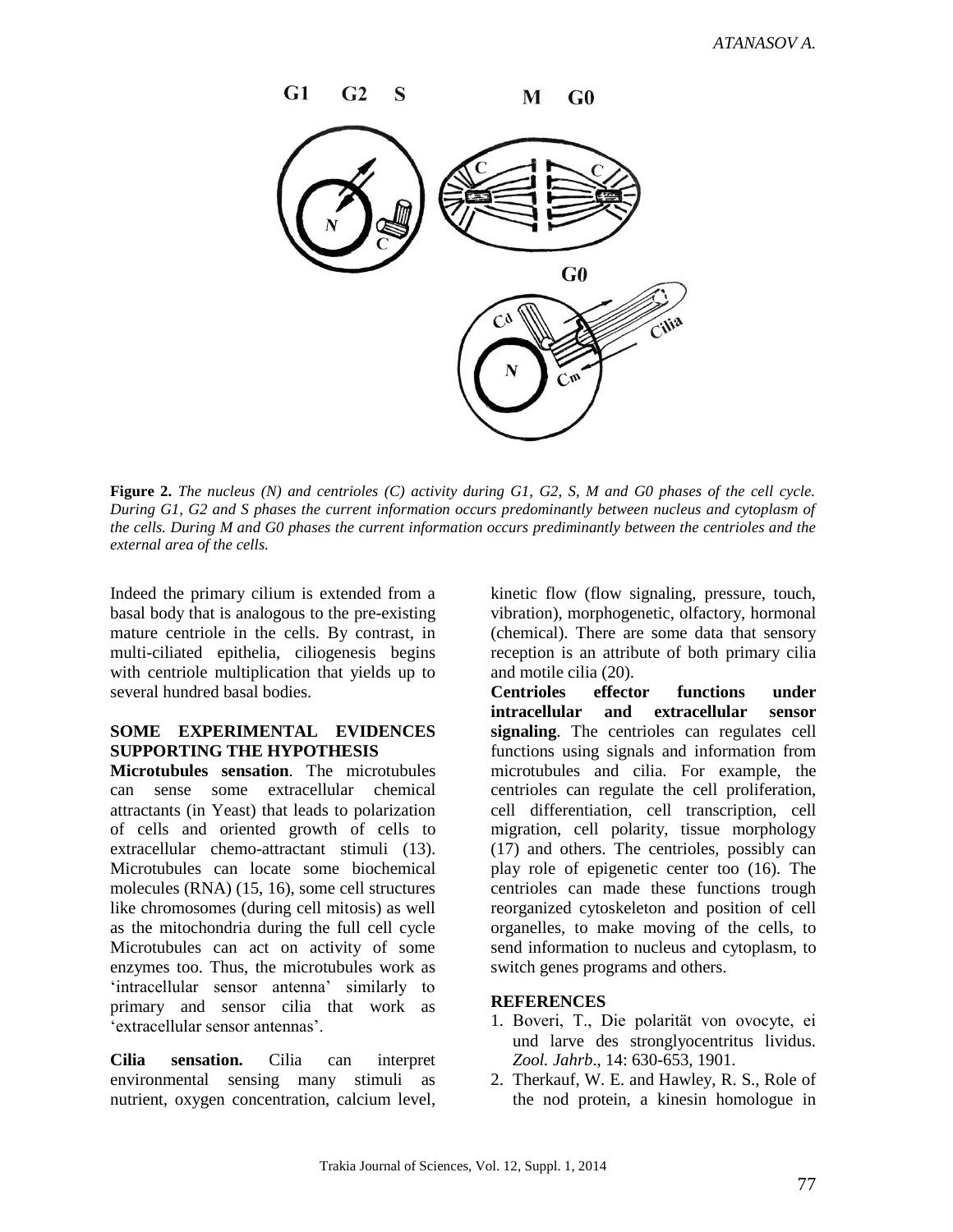**Figure 2.** *The nucleus (N) and centrioles (C) activity during G1, G2, S, M and G0 phases of the cell cycle. During G1, G2 and S phases the current information occurs predominantly between nucleus and cytoplasm of the cells. During M and G0 phases the current information occurs prediminantly between the centrioles and the external area of the cells.*

Indeed the primary cilium is extended from a basal body that is analogous to the pre-existing mature centriole in the cells. By contrast, in multi-ciliated epithelia, ciliogenesis begins with centriole multiplication that yields up to several hundred basal bodies.

## SOME EXPERIMENTAL EVIDENCES SUPPORTING THE HYPOTHESIS

**Microtubules sensation**. The microtubules can sense some extracellular chemical attractants (in Yeast) that leads to polarization of cells and oriented growth of cells to extracellular chemo-attractant stimuli (13). Microtubules can locate some biochemical molecules (RNA) (15, 16), some cell structures like chromosomes (during cell mitosis) as well as the mitochondria during the full cell cycle Microtubules can act on activity of some enzymes too. Thus, the microtubules work as 'intracellular sensor antenna' similarly to primary and sensor cilia that work as 'extracellular sensor antennas'.

**Cilia sensation.** Cilia can interpret environmental sensing many stimuli as nutrient, oxygen concentration, calcium level, kinetic flow (flow signaling, pressure, touch, vibration), morphogenetic, olfactory, hormonal (chemical). There are some data that sensory reception is an attribute of both primary cilia and motile cilia (20).

**Centrioles effector functions under intracellular and extracellular sensor signaling**. The centrioles can regulates cell functions using signals and information from microtubules and cilia. For example, the centrioles can regulate the cell proliferation, cell differentiation, cell transcription, cell migration, cell polarity, tissue morphology (17) and others. The centrioles, possibly can play role of epigenetic center too (16). The centrioles can made these functions trough reorganized cytoskeleton and position of cell organelles, to make moving of the cells, to send information to nucleus and cytoplasm, to switch genes programs and others.

## REFERENCES

1. Boveri, T., Die polarität von ovocyte, ei und larve des stronglyocentritus lividus. *Zool. Jahrb*., 14: 630-653, 1901.
2. Therkauf, W. E. and Hawley, R. S., Role of the nod protein, a kinesin homologue in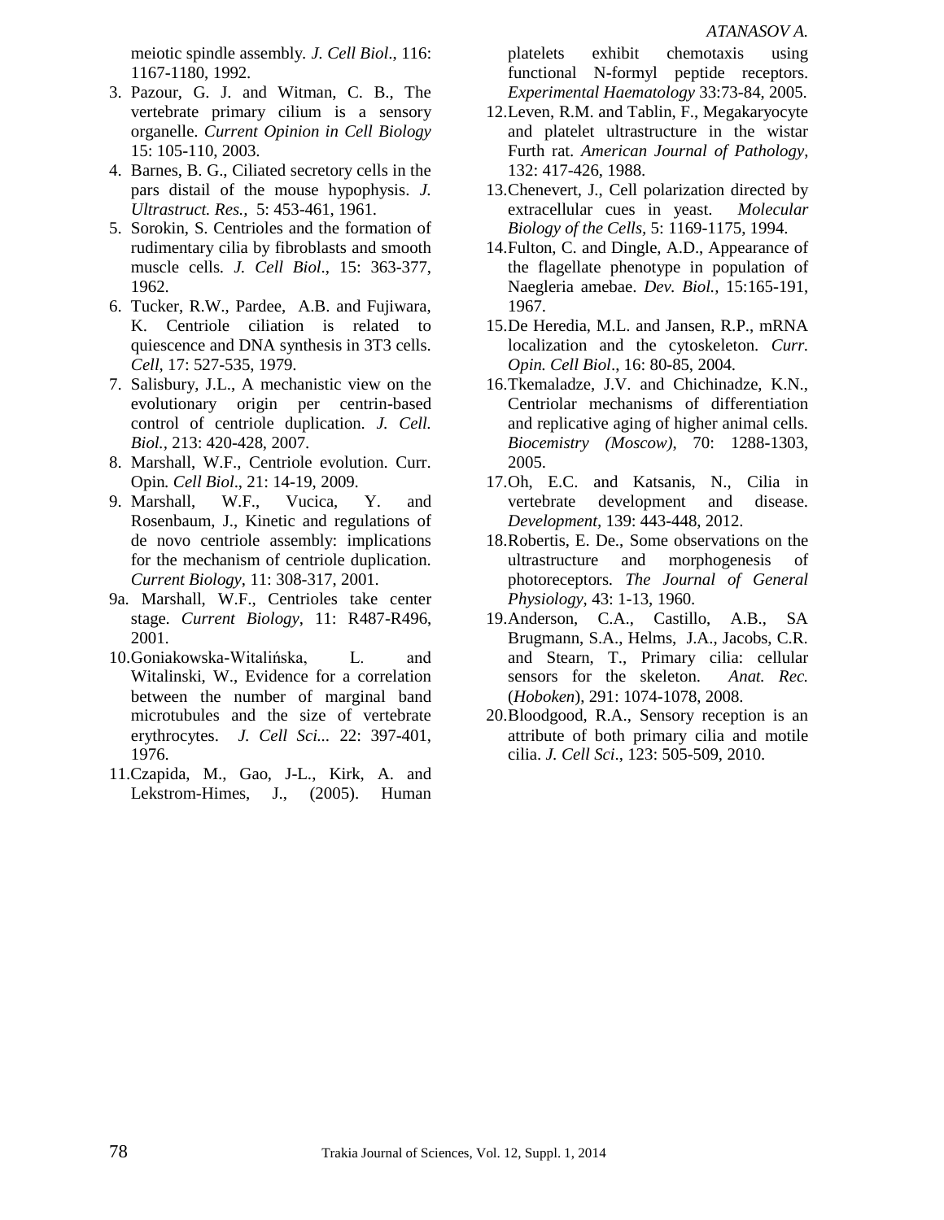meiotic spindle assembly. *J. Cell Biol*., 116: 1167-1180, 1992.

3. Pazour, G. J. and Witman, C. B., The vertebrate primary cilium is a sensory organelle. *Current Opinion in Cell Biology* 15: 105-110, 2003.
4. Barnes, B. G., Ciliated secretory cells in the pars distail of the mouse hypophysis. *J. Ultrastruct. Res.,* 5: 453-461, 1961.
5. Sorokin, S. Centrioles and the formation of rudimentary cilia by fibroblasts and smooth muscle cells. *J. Cell Biol*., 15: 363-377, 1962.
6. Tucker, R.W., Pardee, A.B. and Fujiwara, K. Centriole ciliation is related to quiescence and DNA synthesis in 3T3 cells. *Cell,* 17: 527-535, 1979.
7. Salisbury, J.L., A mechanistic view on the evolutionary origin per centrin-based control of centriole duplication. *J. Cell. Biol.,* 213: 420-428, 2007.
8. Marshall, W.F., Centriole evolution. Curr. Opin*. Cell Biol*., 21: 14-19, 2009.
9. Marshall, W.F., Vucica, Y. and Rosenbaum, J., Kinetic and regulations of de novo centriole assembly: implications for the mechanism of centriole duplication. *Current Biology*, 11: 308-317, 2001.

9a. Marshall, W.F., Centrioles take center stage. *Current Biology*, 11: R487-R496, 2001.

10. Goniakowska-Witalińska, L. and Witalinski, W., Evidence for a correlation between the number of marginal band microtubules and the size of vertebrate erythrocytes. *J. Cell Sci*... 22: 397-401, 1976.
11. Czapida, M., Gao, J-L., Kirk, A. and Lekstrom-Himes, J., (2005). Human platelets exhibit chemotaxis using functional N-formyl peptide receptors. *Experimental Haematology* 33:73-84, 2005.
12. Leven, R.M. and Tablin, F., Megakaryocyte and platelet ultrastructure in the wistar Furth rat. *American Journal of Pathology*, 132: 417-426, 1988.
13. Chenevert, J., Cell polarization directed by extracellular cues in yeast. *Molecular Biology of the Cells*, 5: 1169-1175, 1994.
14. Fulton, C. and Dingle, A.D., Appearance of the flagellate phenotype in population of Naegleria amebae. *Dev. Biol.,* 15:165-191, 1967.
15. De Heredia, M.L. and Jansen, R.P., mRNA localization and the cytoskeleton. *Curr. Opin. Cell Biol*., 16: 80-85, 2004.
16. Tkemaladze, J.V. and Chichinadze, K.N., Centriolar mechanisms of differentiation and replicative aging of higher animal cells. *Biocemistry (Moscow)*, 70: 1288-1303, 2005.
17. Oh, E.C. and Katsanis, N., Cilia in vertebrate development and disease. *Development,* 139: 443-448, 2012.
18. Robertis, E. De., Some observations on the ultrastructure and morphogenesis of photoreceptors. *The Journal of General Physiology,* 43: 1-13, 1960.
19. Anderson, C.A., Castillo, A.B., SA Brugmann, S.A., Helms, J.A., Jacobs, C.R. and Stearn, T., Primary cilia: cellular sensors for the skeleton. *Anat. Rec.* (*Hoboken*), 291: 1074-1078, 2008.
20. Bloodgood, R.A., Sensory reception is an attribute of both primary cilia and motile cilia. *J. Cell Sci*., 123: 505-509, 2010.